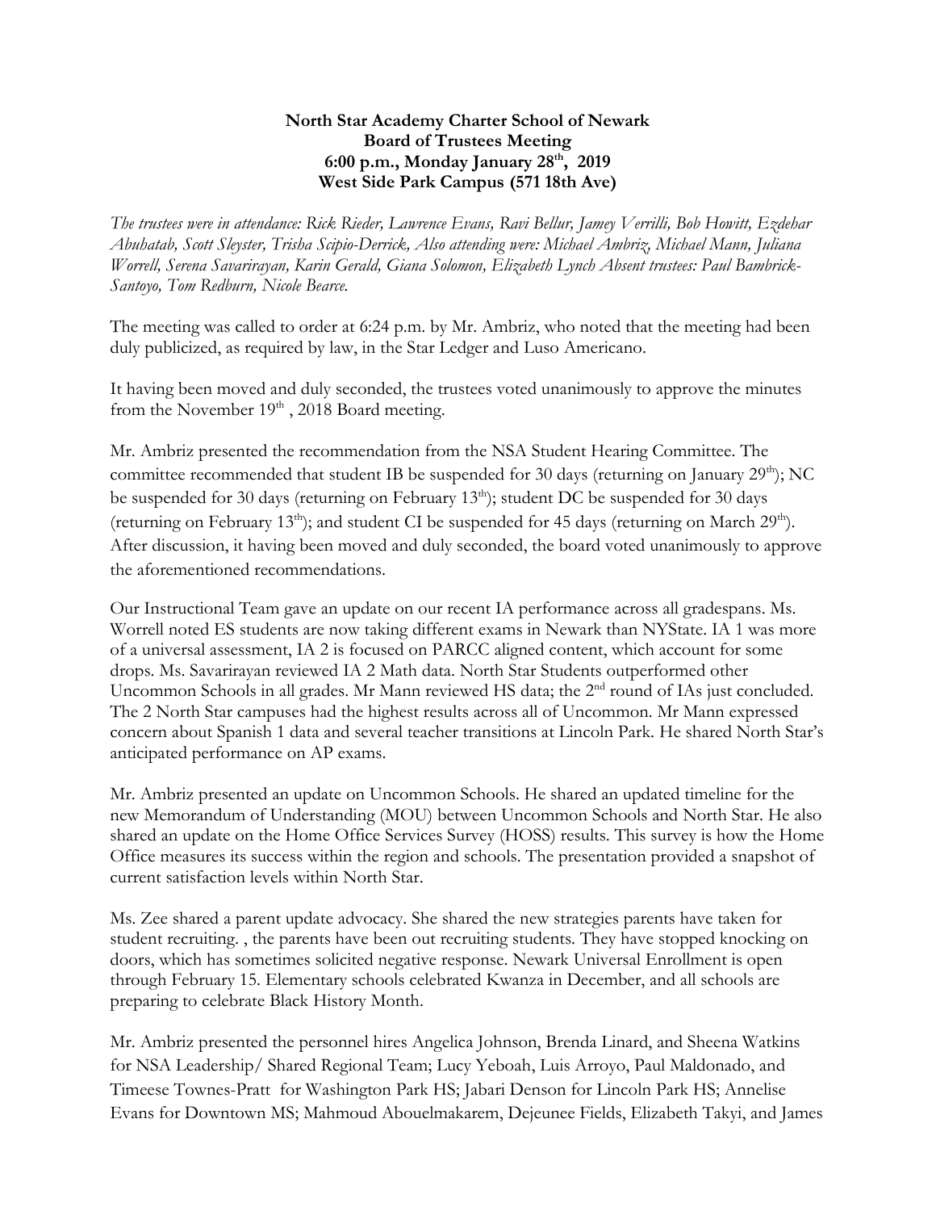**North Star Academy Charter School of Newark**
**Board of Trustees Meeting**
**6:00 p.m., Monday January 28th, 2019**
**West Side Park Campus (571 18th Ave)**

*The trustees were in attendance: Rick Rieder, Lawrence Evans, Ravi Bellur, Jamey Verrilli, Bob Howitt, Ezdehar Abuhatab, Scott Sleyster, Trisha Scipio-Derrick, Also attending were: Michael Ambriz, Michael Mann, Juliana Worrell, Serena Savarirayan, Karin Gerald, Giana Solomon, Elizabeth Lynch Absent trustees: Paul Bambrick-Santoyo, Tom Redburn, Nicole Bearce.*

The meeting was called to order at 6:24 p.m. by Mr. Ambriz, who noted that the meeting had been duly publicized, as required by law, in the Star Ledger and Luso Americano.

It having been moved and duly seconded, the trustees voted unanimously to approve the minutes from the November 19th , 2018 Board meeting.

Mr. Ambriz presented the recommendation from the NSA Student Hearing Committee. The committee recommended that student IB be suspended for 30 days (returning on January 29th); NC be suspended for 30 days (returning on February 13th); student DC be suspended for 30 days (returning on February 13th); and student CI be suspended for 45 days (returning on March 29th). After discussion, it having been moved and duly seconded, the board voted unanimously to approve the aforementioned recommendations.

Our Instructional Team gave an update on our recent IA performance across all gradespans. Ms. Worrell noted ES students are now taking different exams in Newark than NYState. IA 1 was more of a universal assessment, IA 2 is focused on PARCC aligned content, which account for some drops. Ms. Savarirayan reviewed IA 2 Math data. North Star Students outperformed other Uncommon Schools in all grades. Mr Mann reviewed HS data; the 2nd round of IAs just concluded. The 2 North Star campuses had the highest results across all of Uncommon. Mr Mann expressed concern about Spanish 1 data and several teacher transitions at Lincoln Park. He shared North Star's anticipated performance on AP exams.

Mr. Ambriz presented an update on Uncommon Schools. He shared an updated timeline for the new Memorandum of Understanding (MOU) between Uncommon Schools and North Star. He also shared an update on the Home Office Services Survey (HOSS) results. This survey is how the Home Office measures its success within the region and schools. The presentation provided a snapshot of current satisfaction levels within North Star.

Ms. Zee shared a parent update advocacy. She shared the new strategies parents have taken for student recruiting. , the parents have been out recruiting students. They have stopped knocking on doors, which has sometimes solicited negative response. Newark Universal Enrollment is open through February 15. Elementary schools celebrated Kwanza in December, and all schools are preparing to celebrate Black History Month.

Mr. Ambriz presented the personnel hires Angelica Johnson, Brenda Linard, and Sheena Watkins for NSA Leadership/ Shared Regional Team; Lucy Yeboah, Luis Arroyo, Paul Maldonado, and Timeese Townes-Pratt for Washington Park HS; Jabari Denson for Lincoln Park HS; Annelise Evans for Downtown MS; Mahmoud Abouelmakarem, Dejeunee Fields, Elizabeth Takyi, and James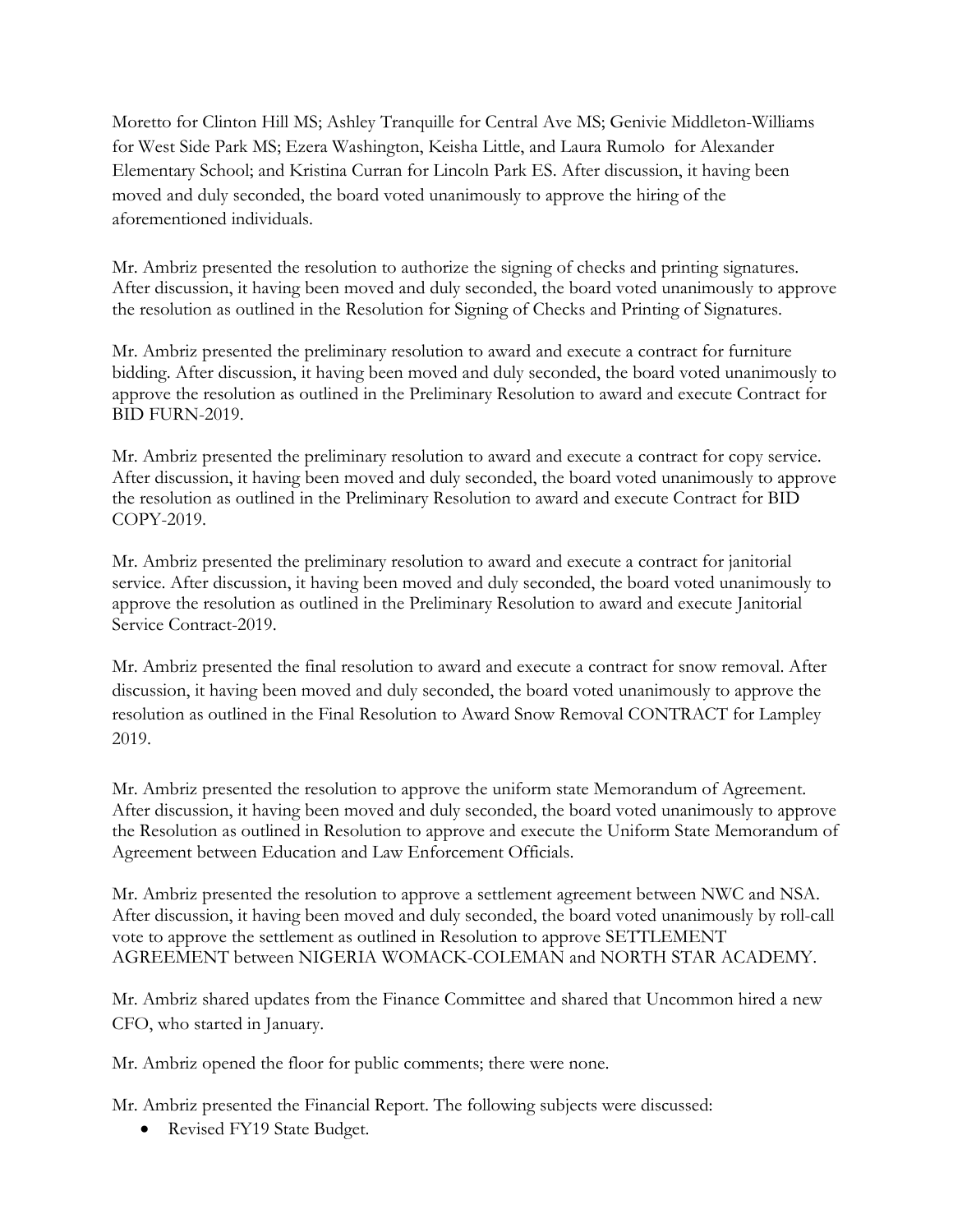Moretto for Clinton Hill MS; Ashley Tranquille for Central Ave MS; Genivie Middleton-Williams for West Side Park MS; Ezera Washington, Keisha Little, and Laura Rumolo for Alexander Elementary School; and Kristina Curran for Lincoln Park ES. After discussion, it having been moved and duly seconded, the board voted unanimously to approve the hiring of the aforementioned individuals.

Mr. Ambriz presented the resolution to authorize the signing of checks and printing signatures. After discussion, it having been moved and duly seconded, the board voted unanimously to approve the resolution as outlined in the Resolution for Signing of Checks and Printing of Signatures.

Mr. Ambriz presented the preliminary resolution to award and execute a contract for furniture bidding. After discussion, it having been moved and duly seconded, the board voted unanimously to approve the resolution as outlined in the Preliminary Resolution to award and execute Contract for BID FURN-2019.

Mr. Ambriz presented the preliminary resolution to award and execute a contract for copy service. After discussion, it having been moved and duly seconded, the board voted unanimously to approve the resolution as outlined in the Preliminary Resolution to award and execute Contract for BID COPY-2019.

Mr. Ambriz presented the preliminary resolution to award and execute a contract for janitorial service. After discussion, it having been moved and duly seconded, the board voted unanimously to approve the resolution as outlined in the Preliminary Resolution to award and execute Janitorial Service Contract-2019.

Mr. Ambriz presented the final resolution to award and execute a contract for snow removal. After discussion, it having been moved and duly seconded, the board voted unanimously to approve the resolution as outlined in the Final Resolution to Award Snow Removal CONTRACT for Lampley 2019.

Mr. Ambriz presented the resolution to approve the uniform state Memorandum of Agreement. After discussion, it having been moved and duly seconded, the board voted unanimously to approve the Resolution as outlined in Resolution to approve and execute the Uniform State Memorandum of Agreement between Education and Law Enforcement Officials.

Mr. Ambriz presented the resolution to approve a settlement agreement between NWC and NSA. After discussion, it having been moved and duly seconded, the board voted unanimously by roll-call vote to approve the settlement as outlined in Resolution to approve SETTLEMENT AGREEMENT between NIGERIA WOMACK-COLEMAN and NORTH STAR ACADEMY.

Mr. Ambriz shared updates from the Finance Committee and shared that Uncommon hired a new CFO, who started in January.

Mr. Ambriz opened the floor for public comments; there were none.

Mr. Ambriz presented the Financial Report. The following subjects were discussed:

- Revised FY19 State Budget.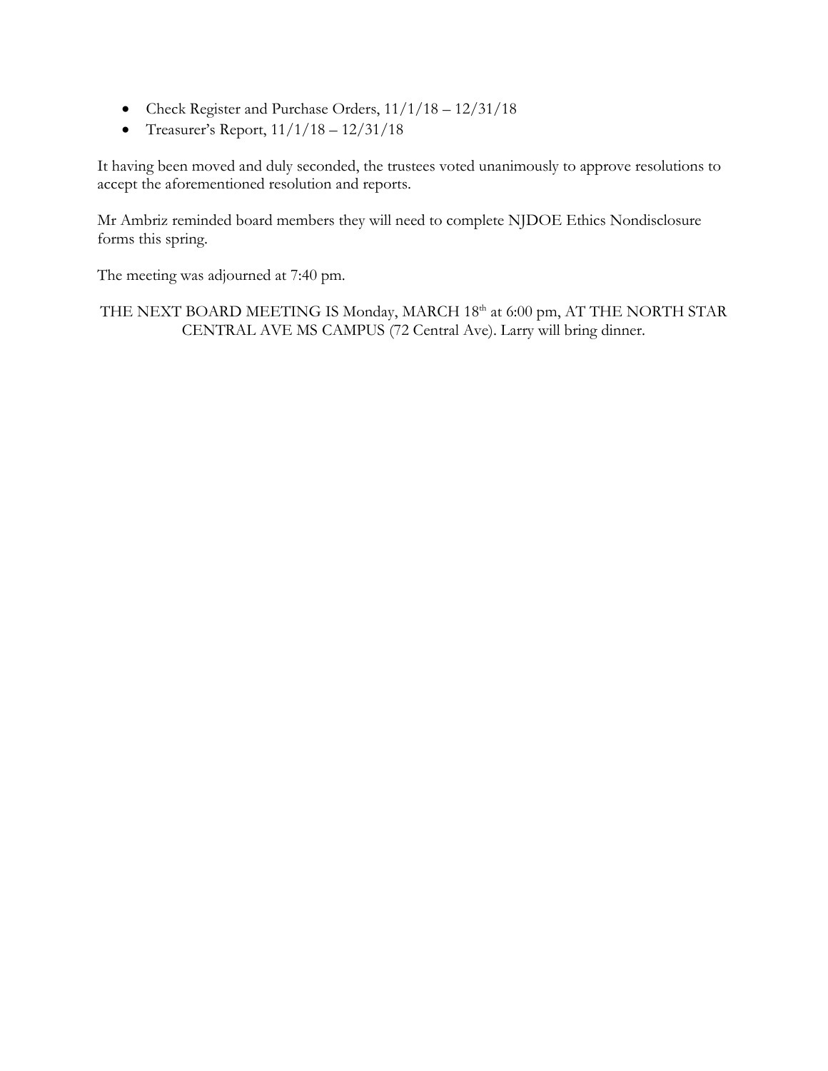- Check Register and Purchase Orders, 11/1/18 – 12/31/18
- Treasurer's Report, 11/1/18 – 12/31/18

It having been moved and duly seconded, the trustees voted unanimously to approve resolutions to accept the aforementioned resolution and reports.

Mr Ambriz reminded board members they will need to complete NJDOE Ethics Nondisclosure forms this spring.

The meeting was adjourned at 7:40 pm.

THE NEXT BOARD MEETING IS Monday, MARCH 18th at 6:00 pm, AT THE NORTH STAR CENTRAL AVE MS CAMPUS (72 Central Ave). Larry will bring dinner.